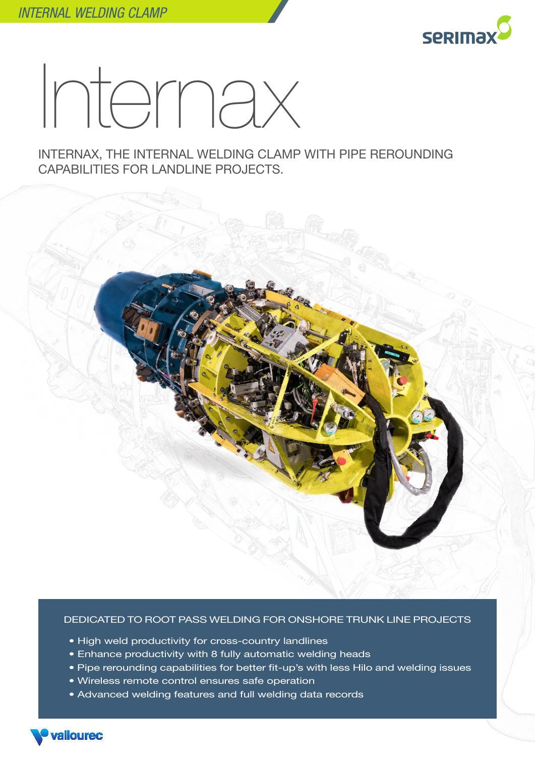*INTERNAL WELDING CLAMP*

serimax

# Internax

INTERNAX, THE INTERNAL WELDING CLAMP WITH PIPE REROUNDING CAPABILITIES FOR LANDLINE PROJECTS.

## DEDICATED TO ROOT PASS WELDING FOR ONSHORE TRUNK LINE PROJECTS

- High weld productivity for cross-country landlines
- Enhance productivity with 8 fully automatic welding heads
- Pipe rerounding capabilities for better fit-up's with less Hilo and welding issues
- Wireless remote control ensures safe operation
- Advanced welding features and full welding data records

vallourec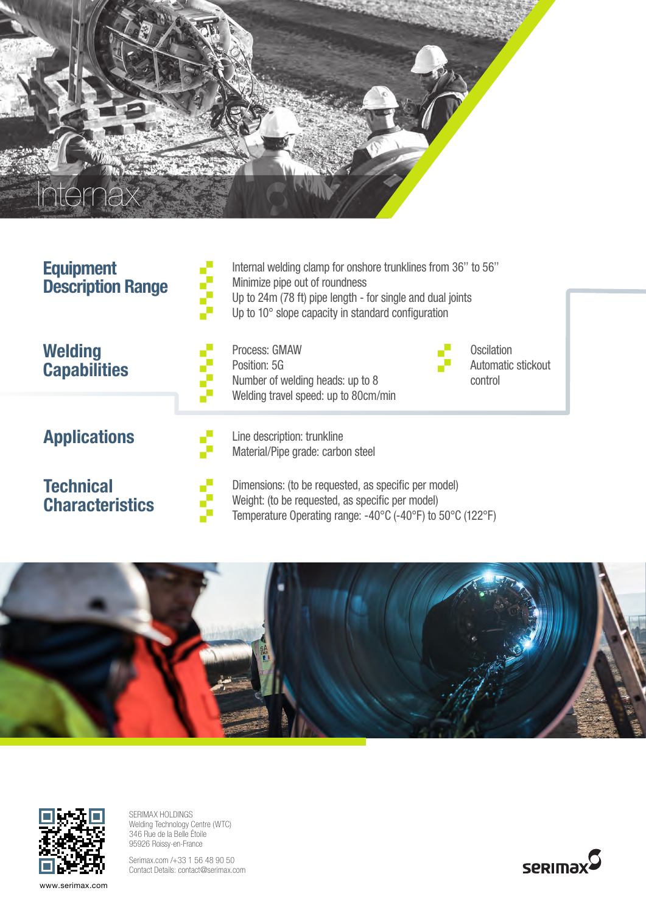# Internax

## Equipment Description Range

- Internal welding clamp for onshore trunklines from 36'' to 56''
- Minimize pipe out of roundness
- Up to 24m (78 ft) pipe length - for single and dual joints
- Up to 10° slope capacity in standard configuration

## Welding Capabilities

- Process: GMAW
- Position: 5G
- Number of welding heads: up to 8
- Welding travel speed: up to 80cm/min
- Oscilation
- Automatic stickout control

## Applications

- Line description: trunkline
- Material/Pipe grade: carbon steel

## Technical Characteristics

- Dimensions: (to be requested, as specific per model)
- Weight: (to be requested, as specific per model)
- Temperature Operating range: -40°C (-40°F) to 50°C (122°F)

SERIMAX HOLDINGS
Welding Technology Centre (WTC)
346 Rue de la Belle Étoile
95926 Roissy-en-France

Serimax.com /+33 1 56 48 90 50
Contact Details: contact@serimax.com

www.serimax.com

serimax